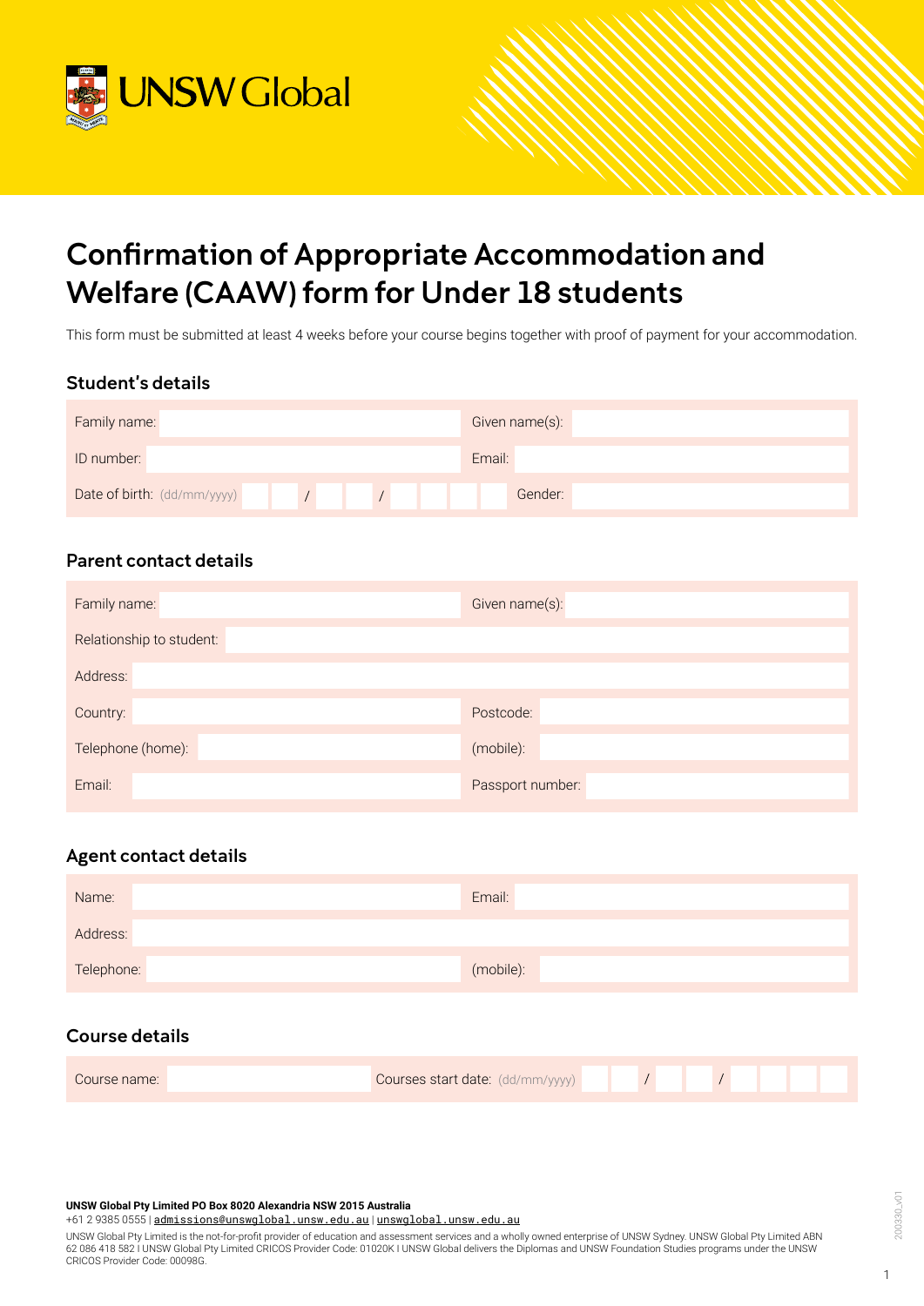UNSW Global

# Confirmation of Appropriate Accommodation and Welfare (CAAW) form for Under 18 students

This form must be submitted at least 4 weeks before your course begins together with proof of payment for your accommodation.

## Student's details

| | |
|---|---|
| Family name: | Given name(s): |
| ID number: | Email: |
| Date of birth: (dd/mm/yyyy) / / | Gender: |

## Parent contact details

| | |
|---|---|
| Family name: | Given name(s): |
| Relationship to student: | |
| Address: | |
| Country: | Postcode: |
| Telephone (home): | (mobile): |
| Email: | Passport number: |

## Agent contact details

| | |
|---|---|
| Name: | Email: |
| Address: | |
| Telephone: | (mobile): |

## Course details

| | |
|---|---|
| Course name: | Courses start date: (dd/mm/yyyy) / / |

**UNSW Global Pty Limited PO Box 8020 Alexandria NSW 2015 Australia**
+61 2 9385 0555 | admissions@unswglobal.unsw.edu.au | unswglobal.unsw.edu.au

UNSW Global Pty Limited is the not-for-profit provider of education and assessment services and a wholly owned enterprise of UNSW Sydney. UNSW Global Pty Limited ABN 62 086 418 582 I UNSW Global Pty Limited CRICOS Provider Code: 01020K I UNSW Global delivers the Diplomas and UNSW Foundation Studies programs under the UNSW CRICOS Provider Code: 00098G.

200330_v01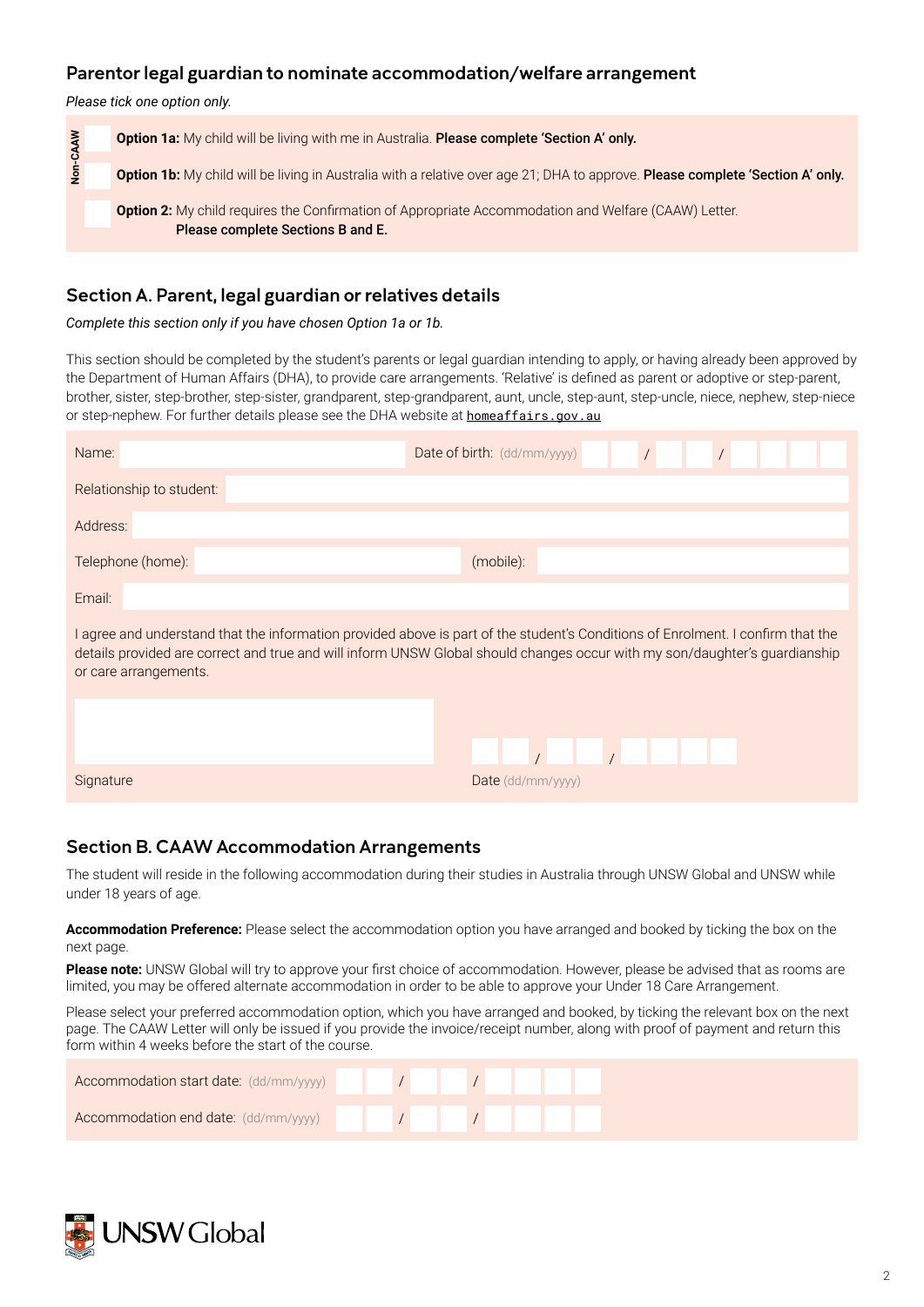## Parentor legal guardian to nominate accommodation/welfare arrangement

*Please tick one option only.*

Non-CAAW

- [ ] **Option 1a:** My child will be living with me in Australia. **Please complete 'Section A' only.**
- [ ] **Option 1b:** My child will be living in Australia with a relative over age 21; DHA to approve. **Please complete 'Section A' only.**
- [ ] **Option 2:** My child requires the Confirmation of Appropriate Accommodation and Welfare (CAAW) Letter. **Please complete Sections B and E.**

## Section A. Parent, legal guardian or relatives details

*Complete this section only if you have chosen Option 1a or 1b.*

This section should be completed by the student's parents or legal guardian intending to apply, or having already been approved by the Department of Human Affairs (DHA), to provide care arrangements. 'Relative' is defined as parent or adoptive or step-parent, brother, sister, step-brother, step-sister, grandparent, step-grandparent, aunt, uncle, step-aunt, step-uncle, niece, nephew, step-niece or step-nephew. For further details please see the DHA website at homeaffairs.gov.au

Name: \_\_\_\_\_\_\_\_ Date of birth: (dd/mm/yyyy) \_\_ \_\_ / \_\_ \_\_ / \_\_ \_\_ \_\_ \_\_

Relationship to student: \_\_\_\_\_\_\_\_

Address: \_\_\_\_\_\_\_\_

Telephone (home): \_\_\_\_\_\_\_\_ (mobile): \_\_\_\_\_\_\_\_

Email: \_\_\_\_\_\_\_\_

I agree and understand that the information provided above is part of the student's Conditions of Enrolment. I confirm that the details provided are correct and true and will inform UNSW Global should changes occur with my son/daughter's guardianship or care arrangements.

Signature \_\_\_\_\_\_\_\_ Date (dd/mm/yyyy) \_\_ \_\_ / \_\_ \_\_ / \_\_ \_\_ \_\_ \_\_

## Section B. CAAW Accommodation Arrangements

The student will reside in the following accommodation during their studies in Australia through UNSW Global and UNSW while under 18 years of age.

**Accommodation Preference:** Please select the accommodation option you have arranged and booked by ticking the box on the next page.

**Please note:** UNSW Global will try to approve your first choice of accommodation. However, please be advised that as rooms are limited, you may be offered alternate accommodation in order to be able to approve your Under 18 Care Arrangement.

Please select your preferred accommodation option, which you have arranged and booked, by ticking the relevant box on the next page. The CAAW Letter will only be issued if you provide the invoice/receipt number, along with proof of payment and return this form within 4 weeks before the start of the course.

Accommodation start date: (dd/mm/yyyy) \_\_ \_\_ / \_\_ \_\_ / \_\_ \_\_ \_\_ \_\_

Accommodation end date: (dd/mm/yyyy) \_\_ \_\_ / \_\_ \_\_ / \_\_ \_\_ \_\_ \_\_

UNSW Global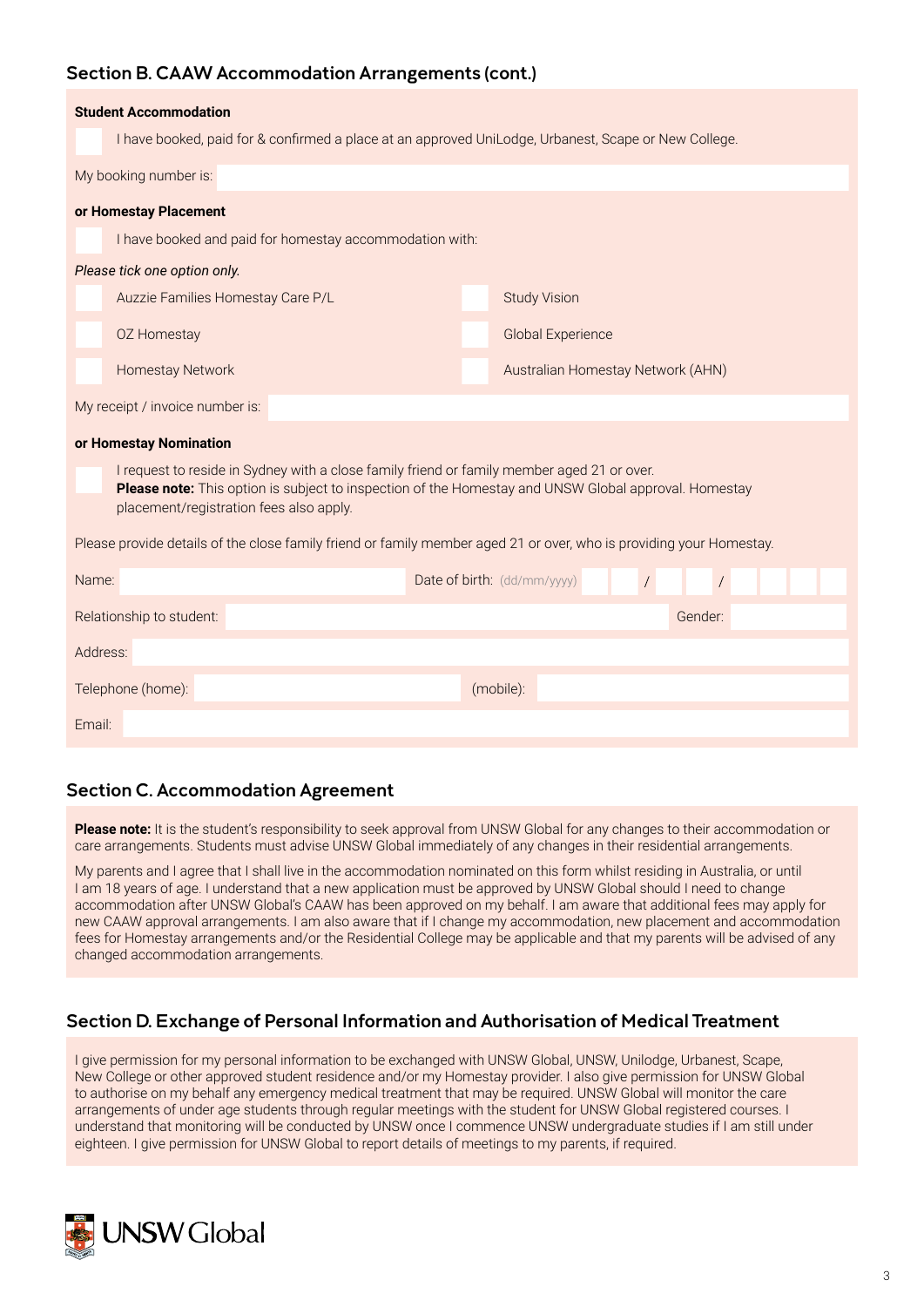## Section B. CAAW Accommodation Arrangements (cont.)

**Student Accommodation**

☐ I have booked, paid for & confirmed a place at an approved UniLodge, Urbanest, Scape or New College.

My booking number is:

**or Homestay Placement**

☐ I have booked and paid for homestay accommodation with:

*Please tick one option only.*

| | |
|---|---|
| ☐ Auzzie Families Homestay Care P/L | ☐ Study Vision |
| ☐ OZ Homestay | ☐ Global Experience |
| ☐ Homestay Network | ☐ Australian Homestay Network (AHN) |

My receipt / invoice number is:

**or Homestay Nomination**

☐ I request to reside in Sydney with a close family friend or family member aged 21 or over.
**Please note:** This option is subject to inspection of the Homestay and UNSW Global approval. Homestay placement/registration fees also apply.

Please provide details of the close family friend or family member aged 21 or over, who is providing your Homestay.

Name: Date of birth: (dd/mm/yyyy) / /

Relationship to student: Gender:

Address:

Telephone (home): (mobile):

Email:

## Section C. Accommodation Agreement

**Please note:** It is the student's responsibility to seek approval from UNSW Global for any changes to their accommodation or care arrangements. Students must advise UNSW Global immediately of any changes in their residential arrangements.

My parents and I agree that I shall live in the accommodation nominated on this form whilst residing in Australia, or until I am 18 years of age. I understand that a new application must be approved by UNSW Global should I need to change accommodation after UNSW Global's CAAW has been approved on my behalf. I am aware that additional fees may apply for new CAAW approval arrangements. I am also aware that if I change my accommodation, new placement and accommodation fees for Homestay arrangements and/or the Residential College may be applicable and that my parents will be advised of any changed accommodation arrangements.

## Section D. Exchange of Personal Information and Authorisation of Medical Treatment

I give permission for my personal information to be exchanged with UNSW Global, UNSW, Unilodge, Urbanest, Scape, New College or other approved student residence and/or my Homestay provider. I also give permission for UNSW Global to authorise on my behalf any emergency medical treatment that may be required. UNSW Global will monitor the care arrangements of under age students through regular meetings with the student for UNSW Global registered courses. I understand that monitoring will be conducted by UNSW once I commence UNSW undergraduate studies if I am still under eighteen. I give permission for UNSW Global to report details of meetings to my parents, if required.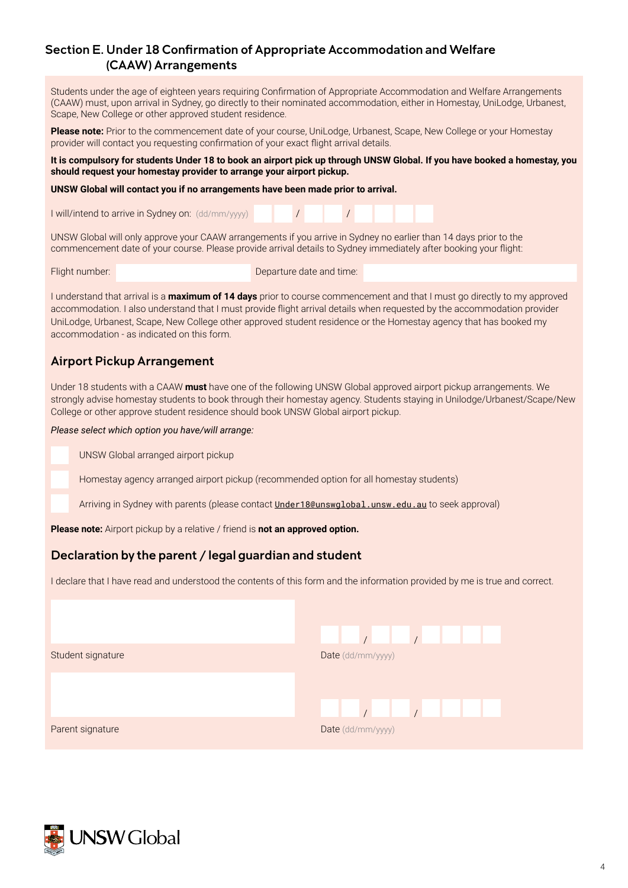## Section E. Under 18 Confirmation of Appropriate Accommodation and Welfare (CAAW) Arrangements

Students under the age of eighteen years requiring Confirmation of Appropriate Accommodation and Welfare Arrangements (CAAW) must, upon arrival in Sydney, go directly to their nominated accommodation, either in Homestay, UniLodge, Urbanest, Scape, New College or other approved student residence.

**Please note:** Prior to the commencement date of your course, UniLodge, Urbanest, Scape, New College or your Homestay provider will contact you requesting confirmation of your exact flight arrival details.

**It is compulsory for students Under 18 to book an airport pick up through UNSW Global. If you have booked a homestay, you should request your homestay provider to arrange your airport pickup.**

**UNSW Global will contact you if no arrangements have been made prior to arrival.**

I will/intend to arrive in Sydney on: (dd/mm/yyyy) ___ / ___ / ______

UNSW Global will only approve your CAAW arrangements if you arrive in Sydney no earlier than 14 days prior to the commencement date of your course. Please provide arrival details to Sydney immediately after booking your flight:

Flight number: ______________ Departure date and time: ______________

I understand that arrival is a **maximum of 14 days** prior to course commencement and that I must go directly to my approved accommodation. I also understand that I must provide flight arrival details when requested by the accommodation provider UniLodge, Urbanest, Scape, New College other approved student residence or the Homestay agency that has booked my accommodation - as indicated on this form.

### Airport Pickup Arrangement

Under 18 students with a CAAW **must** have one of the following UNSW Global approved airport pickup arrangements. We strongly advise homestay students to book through their homestay agency. Students staying in Unilodge/Urbanest/Scape/New College or other approve student residence should book UNSW Global airport pickup.

*Please select which option you have/will arrange:*

- ☐ UNSW Global arranged airport pickup
- ☐ Homestay agency arranged airport pickup (recommended option for all homestay students)
- ☐ Arriving in Sydney with parents (please contact Under18@unswglobal.unsw.edu.au to seek approval)

**Please note:** Airport pickup by a relative / friend is **not an approved option.**

### Declaration by the parent / legal guardian and student

I declare that I have read and understood the contents of this form and the information provided by me is true and correct.

Student signature ______________ Date (dd/mm/yyyy) ___ / ___ / ______

Parent signature ______________ Date (dd/mm/yyyy) ___ / ___ / ______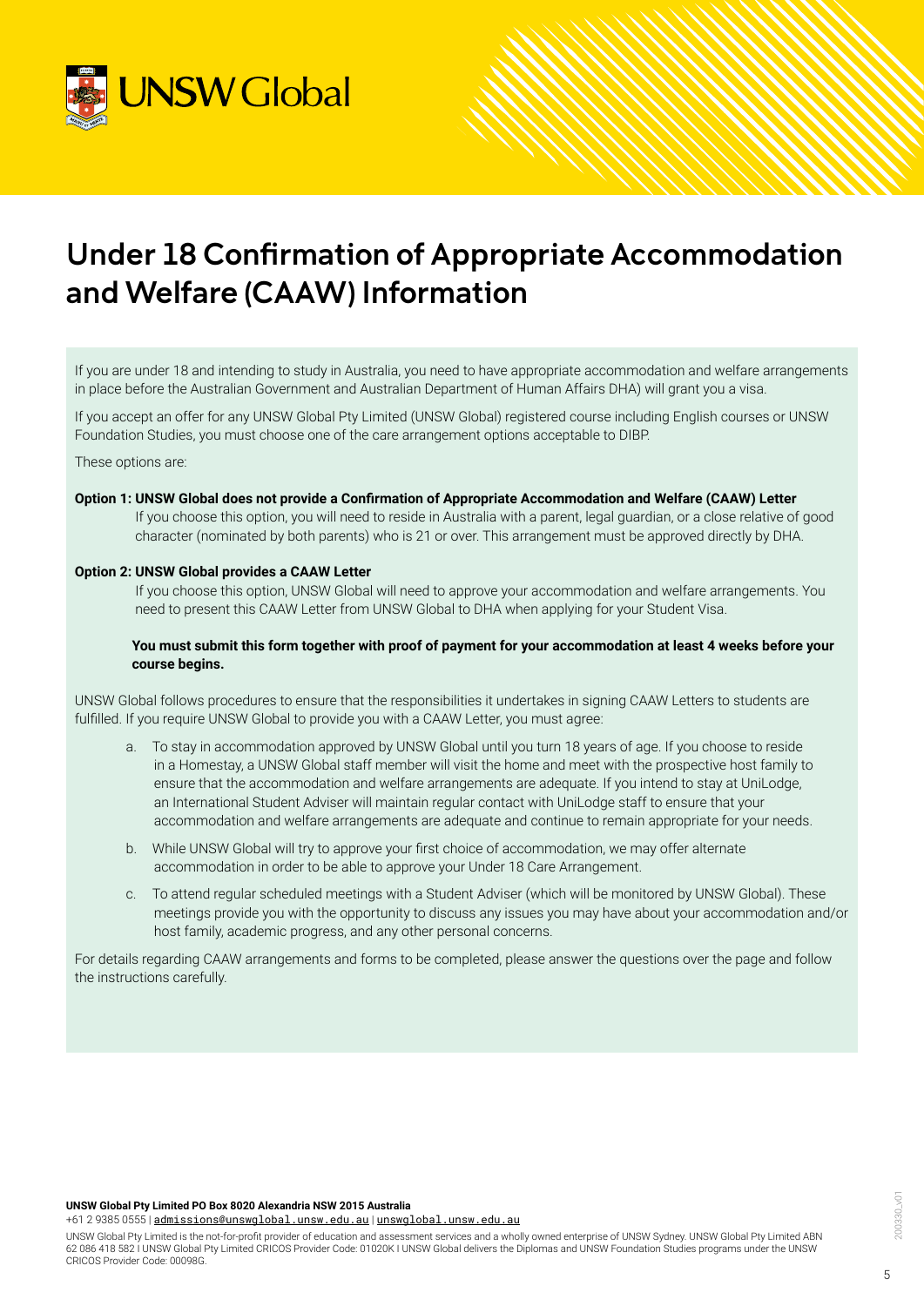# Under 18 Confirmation of Appropriate Accommodation and Welfare (CAAW) Information

If you are under 18 and intending to study in Australia, you need to have appropriate accommodation and welfare arrangements in place before the Australian Government and Australian Department of Human Affairs DHA) will grant you a visa.

If you accept an offer for any UNSW Global Pty Limited (UNSW Global) registered course including English courses or UNSW Foundation Studies, you must choose one of the care arrangement options acceptable to DIBP.

These options are:

**Option 1: UNSW Global does not provide a Confirmation of Appropriate Accommodation and Welfare (CAAW) Letter**

If you choose this option, you will need to reside in Australia with a parent, legal guardian, or a close relative of good character (nominated by both parents) who is 21 or over. This arrangement must be approved directly by DHA.

**Option 2: UNSW Global provides a CAAW Letter**

If you choose this option, UNSW Global will need to approve your accommodation and welfare arrangements. You need to present this CAAW Letter from UNSW Global to DHA when applying for your Student Visa.

**You must submit this form together with proof of payment for your accommodation at least 4 weeks before your course begins.**

UNSW Global follows procedures to ensure that the responsibilities it undertakes in signing CAAW Letters to students are fulfilled. If you require UNSW Global to provide you with a CAAW Letter, you must agree:

a. To stay in accommodation approved by UNSW Global until you turn 18 years of age. If you choose to reside in a Homestay, a UNSW Global staff member will visit the home and meet with the prospective host family to ensure that the accommodation and welfare arrangements are adequate. If you intend to stay at UniLodge, an International Student Adviser will maintain regular contact with UniLodge staff to ensure that your accommodation and welfare arrangements are adequate and continue to remain appropriate for your needs.

b. While UNSW Global will try to approve your first choice of accommodation, we may offer alternate accommodation in order to be able to approve your Under 18 Care Arrangement.

c. To attend regular scheduled meetings with a Student Adviser (which will be monitored by UNSW Global). These meetings provide you with the opportunity to discuss any issues you may have about your accommodation and/or host family, academic progress, and any other personal concerns.

For details regarding CAAW arrangements and forms to be completed, please answer the questions over the page and follow the instructions carefully.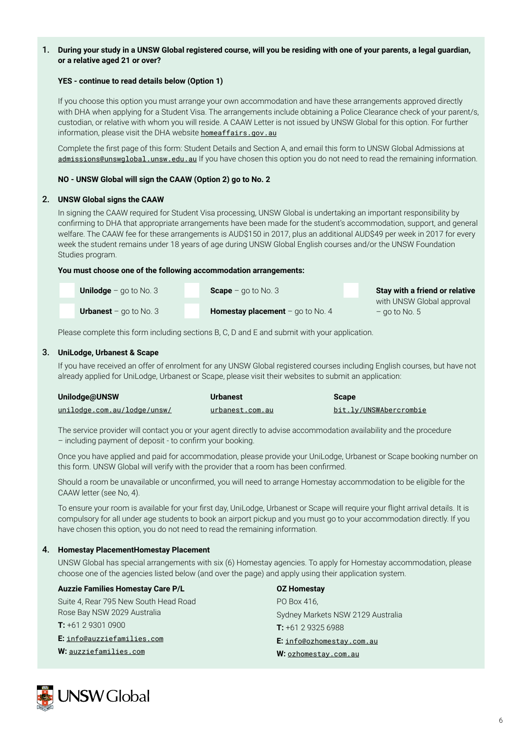1. **During your study in a UNSW Global registered course, will you be residing with one of your parents, a legal guardian, or a relative aged 21 or over?**

   **YES - continue to read details below (Option 1)**

   If you choose this option you must arrange your own accommodation and have these arrangements approved directly with DHA when applying for a Student Visa. The arrangements include obtaining a Police Clearance check of your parent/s, custodian, or relative with whom you will reside. A CAAW Letter is not issued by UNSW Global for this option. For further information, please visit the DHA website homeaffairs.gov.au

   Complete the first page of this form: Student Details and Section A, and email this form to UNSW Global Admissions at admissions@unswglobal.unsw.edu.au If you have chosen this option you do not need to read the remaining information.

   **NO - UNSW Global will sign the CAAW (Option 2) go to No. 2**

2. **UNSW Global signs the CAAW**

   In signing the CAAW required for Student Visa processing, UNSW Global is undertaking an important responsibility by confirming to DHA that appropriate arrangements have been made for the student's accommodation, support, and general welfare. The CAAW fee for these arrangements is AUD$150 in 2017, plus an additional AUD$49 per week in 2017 for every week the student remains under 18 years of age during UNSW Global English courses and/or the UNSW Foundation Studies program.

   **You must choose one of the following accommodation arrangements:**

   - ☐ **Unilodge** – go to No. 3
   - ☐ **Urbanest** – go to No. 3
   - ☐ **Scape** – go to No. 3
   - ☐ **Homestay placement** – go to No. 4
   - ☐ **Stay with a friend or relative** with UNSW Global approval – go to No. 5

   Please complete this form including sections B, C, D and E and submit with your application.

3. **UniLodge, Urbanest & Scape**

   If you have received an offer of enrolment for any UNSW Global registered courses including English courses, but have not already applied for UniLodge, Urbanest or Scape, please visit their websites to submit an application:

   | Unilodge@UNSW | Urbanest | Scape |
   |---|---|---|
   | unilodge.com.au/lodge/unsw/ | urbanest.com.au | bit.ly/UNSWAbercrombie |

   The service provider will contact you or your agent directly to advise accommodation availability and the procedure – including payment of deposit - to confirm your booking.

   Once you have applied and paid for accommodation, please provide your UniLodge, Urbanest or Scape booking number on this form. UNSW Global will verify with the provider that a room has been confirmed.

   Should a room be unavailable or unconfirmed, you will need to arrange Homestay accommodation to be eligible for the CAAW letter (see No, 4).

   To ensure your room is available for your first day, UniLodge, Urbanest or Scape will require your flight arrival details. It is compulsory for all under age students to book an airport pickup and you must go to your accommodation directly. If you have chosen this option, you do not need to read the remaining information.

4. **Homestay PlacementHomestay Placement**

   UNSW Global has special arrangements with six (6) Homestay agencies. To apply for Homestay accommodation, please choose one of the agencies listed below (and over the page) and apply using their application system.

   **Auzzie Families Homestay Care P/L**
   Suite 4, Rear 795 New South Head Road
   Rose Bay NSW 2029 Australia
   **T:** +61 2 9301 0900
   **E:** info@auzziefamilies.com
   **W:** auzziefamilies.com

   **OZ Homestay**
   PO Box 416,
   Sydney Markets NSW 2129 Australia
   **T:** +61 2 9325 6988
   **E:** info@ozhomestay.com.au
   **W:** ozhomestay.com.au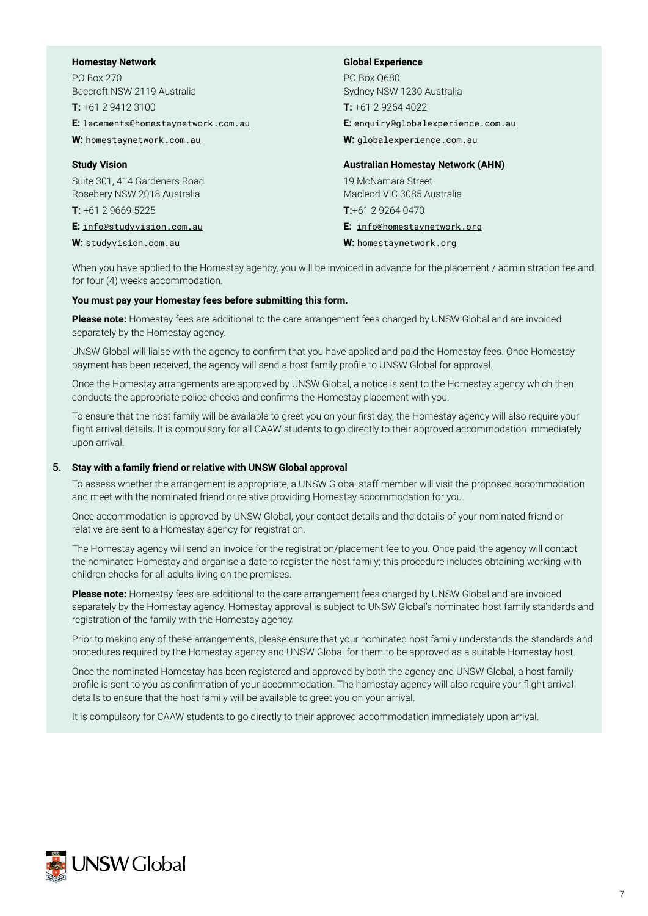**Homestay Network**

PO Box 270
Beecroft NSW 2119 Australia

**T:** +61 2 9412 3100

**E:** lacements@homestaynetwork.com.au

**W:** homestaynetwork.com.au

**Study Vision**

Suite 301, 414 Gardeners Road
Rosebery NSW 2018 Australia

**T:** +61 2 9669 5225

**E:** info@studyvision.com.au

**W:** studyvision.com.au

**Global Experience**

PO Box Q680
Sydney NSW 1230 Australia

**T:** +61 2 9264 4022

**E:** enquiry@globalexperience.com.au

**W:** globalexperience.com.au

**Australian Homestay Network (AHN)**

19 McNamara Street
Macleod VIC 3085 Australia

**T:**+61 2 9264 0470

**E:** info@homestaynetwork.org

**W:** homestaynetwork.org

When you have applied to the Homestay agency, you will be invoiced in advance for the placement / administration fee and for four (4) weeks accommodation.

**You must pay your Homestay fees before submitting this form.**

**Please note:** Homestay fees are additional to the care arrangement fees charged by UNSW Global and are invoiced separately by the Homestay agency.

UNSW Global will liaise with the agency to confirm that you have applied and paid the Homestay fees. Once Homestay payment has been received, the agency will send a host family profile to UNSW Global for approval.

Once the Homestay arrangements are approved by UNSW Global, a notice is sent to the Homestay agency which then conducts the appropriate police checks and confirms the Homestay placement with you.

To ensure that the host family will be available to greet you on your first day, the Homestay agency will also require your flight arrival details. It is compulsory for all CAAW students to go directly to their approved accommodation immediately upon arrival.

5. **Stay with a family friend or relative with UNSW Global approval**

To assess whether the arrangement is appropriate, a UNSW Global staff member will visit the proposed accommodation and meet with the nominated friend or relative providing Homestay accommodation for you.

Once accommodation is approved by UNSW Global, your contact details and the details of your nominated friend or relative are sent to a Homestay agency for registration.

The Homestay agency will send an invoice for the registration/placement fee to you. Once paid, the agency will contact the nominated Homestay and organise a date to register the host family; this procedure includes obtaining working with children checks for all adults living on the premises.

**Please note:** Homestay fees are additional to the care arrangement fees charged by UNSW Global and are invoiced separately by the Homestay agency. Homestay approval is subject to UNSW Global's nominated host family standards and registration of the family with the Homestay agency.

Prior to making any of these arrangements, please ensure that your nominated host family understands the standards and procedures required by the Homestay agency and UNSW Global for them to be approved as a suitable Homestay host.

Once the nominated Homestay has been registered and approved by both the agency and UNSW Global, a host family profile is sent to you as confirmation of your accommodation. The homestay agency will also require your flight arrival details to ensure that the host family will be available to greet you on your arrival.

It is compulsory for CAAW students to go directly to their approved accommodation immediately upon arrival.

UNSW Global